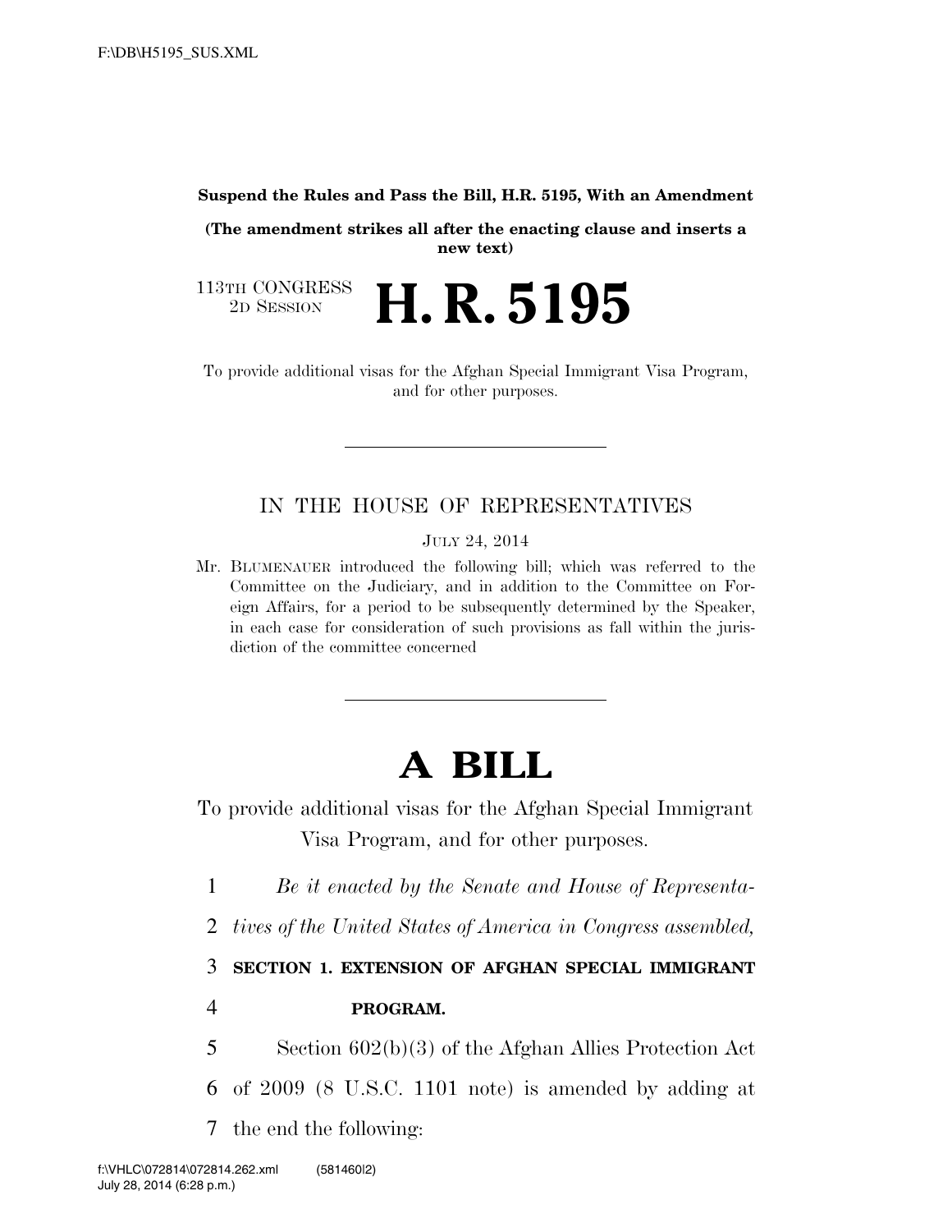**Suspend the Rules and Pass the Bill, H.R. 5195, With an Amendment**

**(The amendment strikes all after the enacting clause and inserts a new text)**

113TH CONGRESS
2D SESSION

# H. R. 5195

To provide additional visas for the Afghan Special Immigrant Visa Program, and for other purposes.

---

## IN THE HOUSE OF REPRESENTATIVES

JULY 24, 2014

Mr. BLUMENAUER introduced the following bill; which was referred to the Committee on the Judiciary, and in addition to the Committee on Foreign Affairs, for a period to be subsequently determined by the Speaker, in each case for consideration of such provisions as fall within the jurisdiction of the committee concerned

---

# A BILL

To provide additional visas for the Afghan Special Immigrant Visa Program, and for other purposes.

*Be it enacted by the Senate and House of Representatives of the United States of America in Congress assembled,*

**SECTION 1. EXTENSION OF AFGHAN SPECIAL IMMIGRANT PROGRAM.**

Section 602(b)(3) of the Afghan Allies Protection Act of 2009 (8 U.S.C. 1101 note) is amended by adding at the end the following: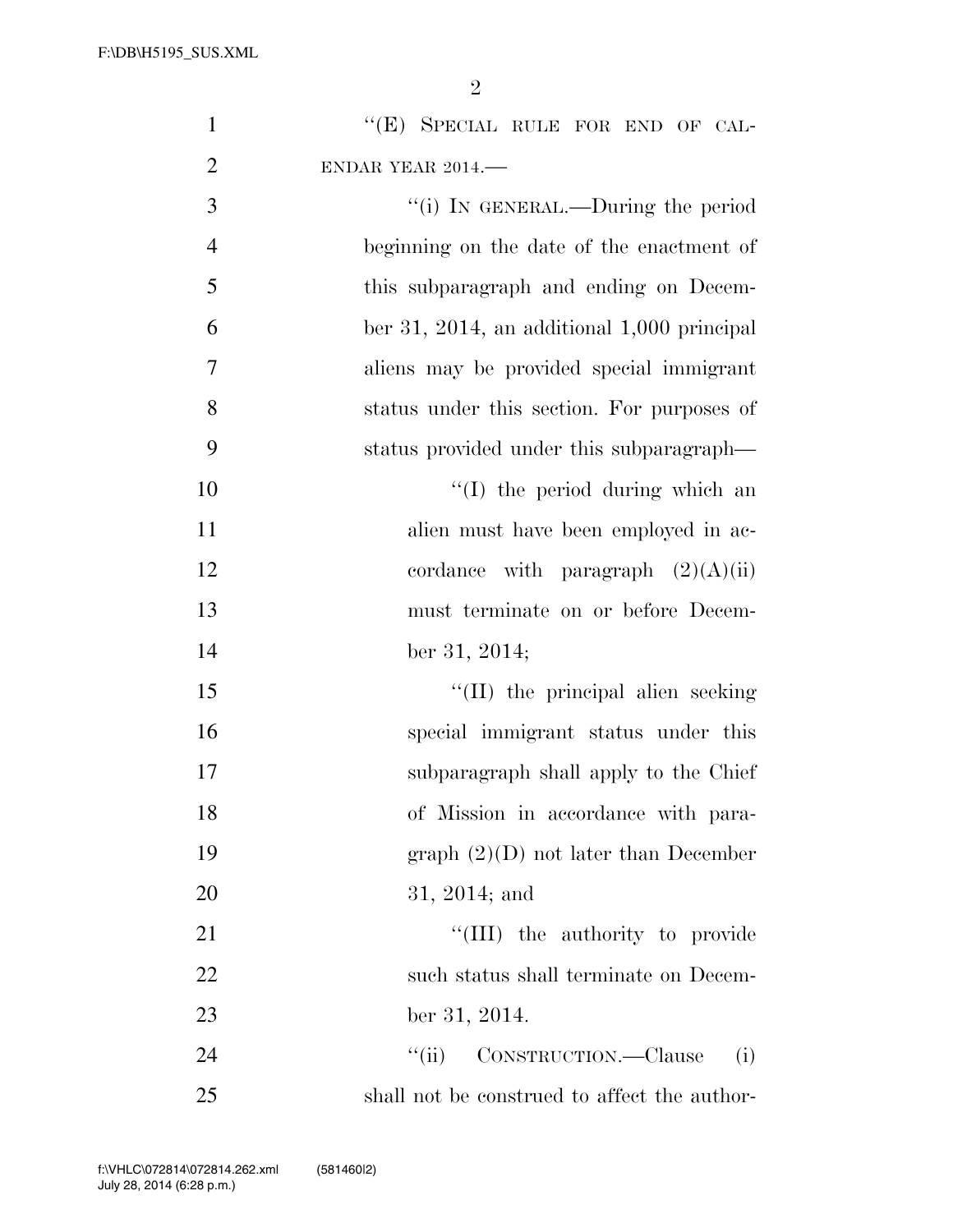"(E) SPECIAL RULE FOR END OF CALENDAR YEAR 2014.—

"(i) IN GENERAL.—During the period beginning on the date of the enactment of this subparagraph and ending on December 31, 2014, an additional 1,000 principal aliens may be provided special immigrant status under this section. For purposes of status provided under this subparagraph—

"(I) the period during which an alien must have been employed in accordance with paragraph (2)(A)(ii) must terminate on or before December 31, 2014;

"(II) the principal alien seeking special immigrant status under this subparagraph shall apply to the Chief of Mission in accordance with paragraph (2)(D) not later than December 31, 2014; and

"(III) the authority to provide such status shall terminate on December 31, 2014.

"(ii) CONSTRUCTION.—Clause (i) shall not be construed to affect the author-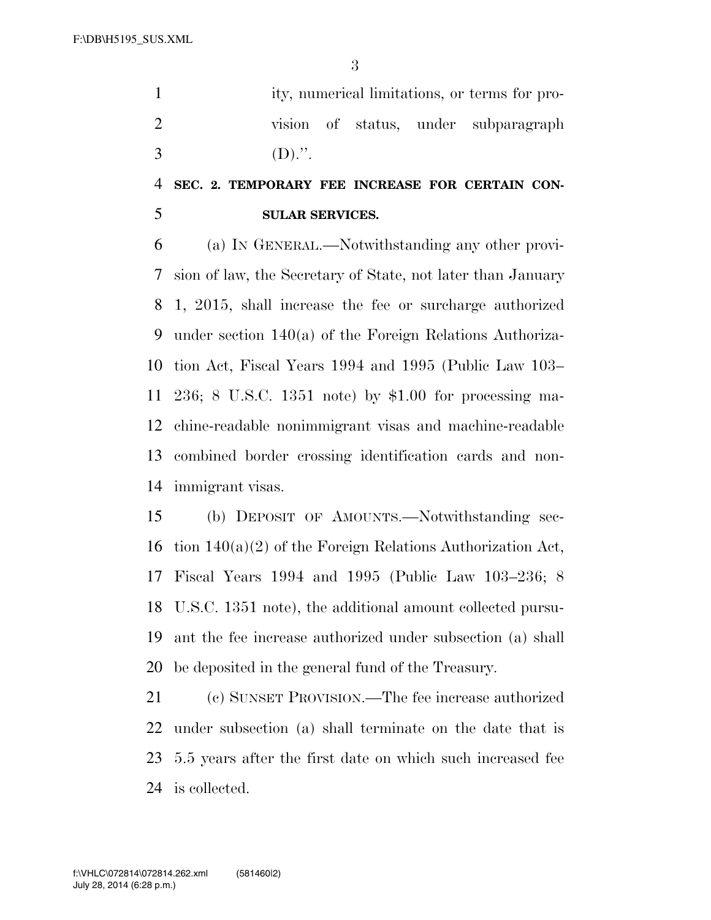ity, numerical limitations, or terms for provision of status, under subparagraph (D).".

**SEC. 2. TEMPORARY FEE INCREASE FOR CERTAIN CONSULAR SERVICES.**

(a) IN GENERAL.—Notwithstanding any other provision of law, the Secretary of State, not later than January 1, 2015, shall increase the fee or surcharge authorized under section 140(a) of the Foreign Relations Authorization Act, Fiscal Years 1994 and 1995 (Public Law 103–236; 8 U.S.C. 1351 note) by $1.00 for processing machine-readable nonimmigrant visas and machine-readable combined border crossing identification cards and nonimmigrant visas.

(b) DEPOSIT OF AMOUNTS.—Notwithstanding section 140(a)(2) of the Foreign Relations Authorization Act, Fiscal Years 1994 and 1995 (Public Law 103–236; 8 U.S.C. 1351 note), the additional amount collected pursuant the fee increase authorized under subsection (a) shall be deposited in the general fund of the Treasury.

(c) SUNSET PROVISION.—The fee increase authorized under subsection (a) shall terminate on the date that is 5.5 years after the first date on which such increased fee is collected.